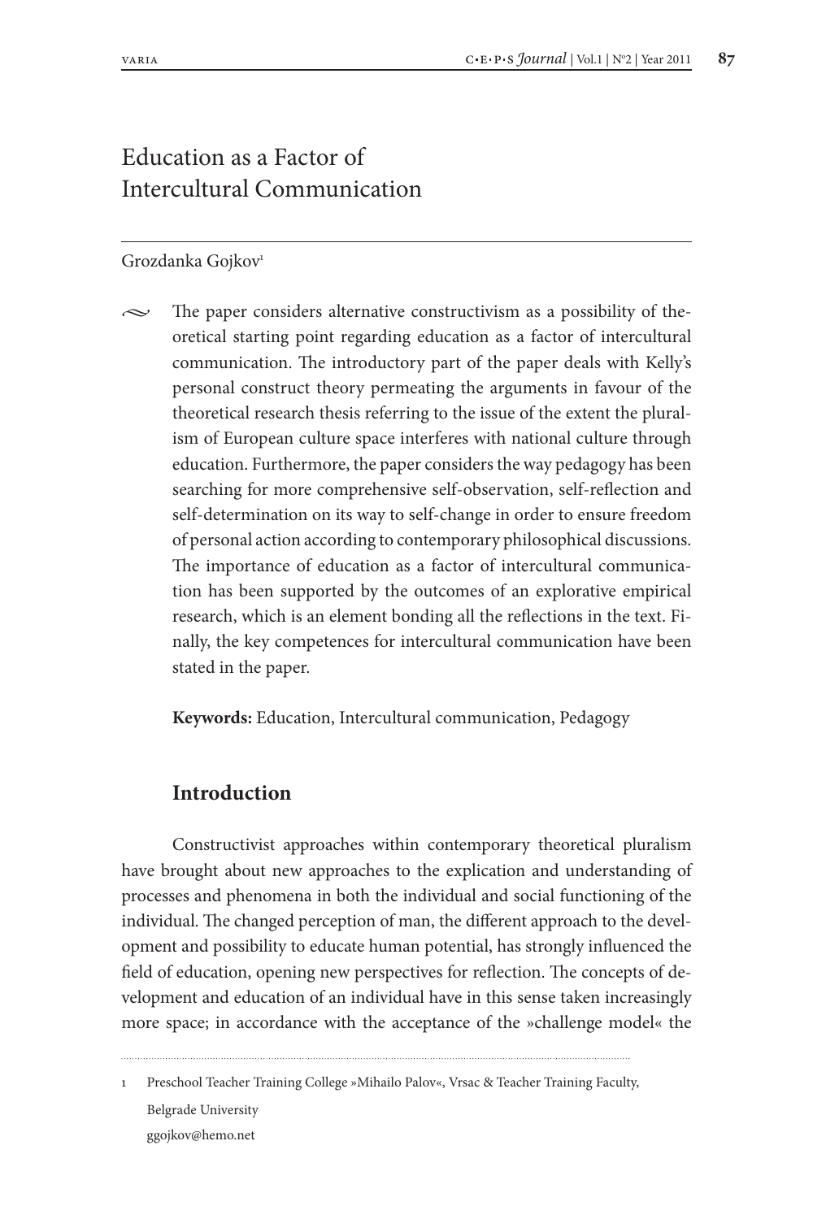# Education as a Factor of Intercultural Communication

Grozdanka Gojkov[1]

The paper considers alternative constructivism as a possibility of theoretical starting point regarding education as a factor of intercultural communication. The introductory part of the paper deals with Kelly's personal construct theory permeating the arguments in favour of the theoretical research thesis referring to the issue of the extent the pluralism of European culture space interferes with national culture through education. Furthermore, the paper considers the way pedagogy has been searching for more comprehensive self-observation, self-reflection and self-determination on its way to self-change in order to ensure freedom of personal action according to contemporary philosophical discussions. The importance of education as a factor of intercultural communication has been supported by the outcomes of an explorative empirical research, which is an element bonding all the reflections in the text. Finally, the key competences for intercultural communication have been stated in the paper.

**Keywords:** Education, Intercultural communication, Pedagogy

## Introduction

Constructivist approaches within contemporary theoretical pluralism have brought about new approaches to the explication and understanding of processes and phenomena in both the individual and social functioning of the individual. The changed perception of man, the different approach to the development and possibility to educate human potential, has strongly influenced the field of education, opening new perspectives for reflection. The concepts of development and education of an individual have in this sense taken increasingly more space; in accordance with the acceptance of the »challenge model« the

---

[1] Preschool Teacher Training College »Mihailo Palov«, Vrsac & Teacher Training Faculty, Belgrade University
ggojkov@hemo.net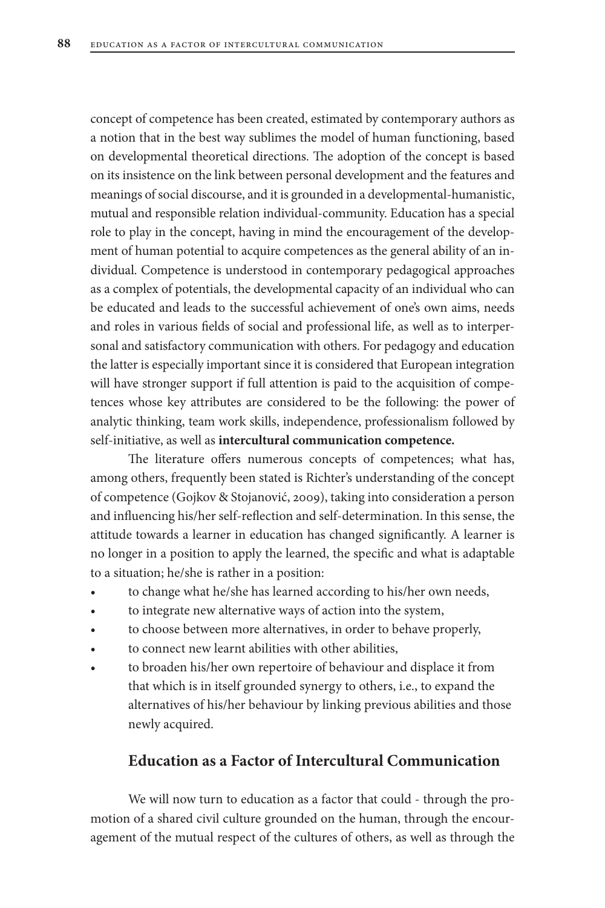concept of competence has been created, estimated by contemporary authors as a notion that in the best way sublimes the model of human functioning, based on developmental theoretical directions. The adoption of the concept is based on its insistence on the link between personal development and the features and meanings of social discourse, and it is grounded in a developmental-humanistic, mutual and responsible relation individual-community. Education has a special role to play in the concept, having in mind the encouragement of the development of human potential to acquire competences as the general ability of an individual. Competence is understood in contemporary pedagogical approaches as a complex of potentials, the developmental capacity of an individual who can be educated and leads to the successful achievement of one's own aims, needs and roles in various fields of social and professional life, as well as to interpersonal and satisfactory communication with others. For pedagogy and education the latter is especially important since it is considered that European integration will have stronger support if full attention is paid to the acquisition of competences whose key attributes are considered to be the following: the power of analytic thinking, team work skills, independence, professionalism followed by self-initiative, as well as **intercultural communication competence.**

The literature offers numerous concepts of competences; what has, among others, frequently been stated is Richter's understanding of the concept of competence (Gojkov & Stojanović, 2009), taking into consideration a person and influencing his/her self-reflection and self-determination. In this sense, the attitude towards a learner in education has changed significantly. A learner is no longer in a position to apply the learned, the specific and what is adaptable to a situation; he/she is rather in a position:

- to change what he/she has learned according to his/her own needs,
- to integrate new alternative ways of action into the system,
- to choose between more alternatives, in order to behave properly,
- to connect new learnt abilities with other abilities,
- to broaden his/her own repertoire of behaviour and displace it from that which is in itself grounded synergy to others, i.e., to expand the alternatives of his/her behaviour by linking previous abilities and those newly acquired.

## Education as a Factor of Intercultural Communication

We will now turn to education as a factor that could - through the promotion of a shared civil culture grounded on the human, through the encouragement of the mutual respect of the cultures of others, as well as through the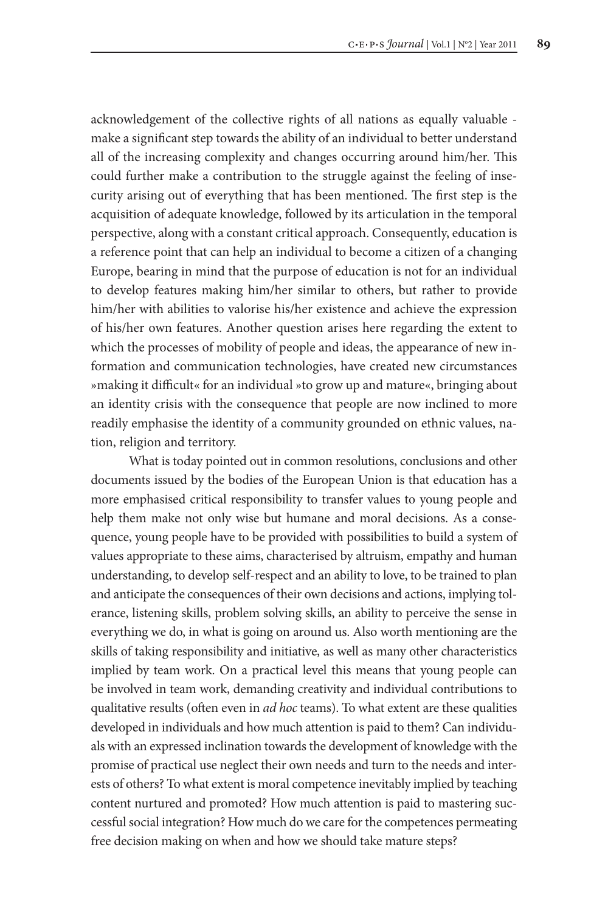acknowledgement of the collective rights of all nations as equally valuable - make a significant step towards the ability of an individual to better understand all of the increasing complexity and changes occurring around him/her. This could further make a contribution to the struggle against the feeling of insecurity arising out of everything that has been mentioned. The first step is the acquisition of adequate knowledge, followed by its articulation in the temporal perspective, along with a constant critical approach. Consequently, education is a reference point that can help an individual to become a citizen of a changing Europe, bearing in mind that the purpose of education is not for an individual to develop features making him/her similar to others, but rather to provide him/her with abilities to valorise his/her existence and achieve the expression of his/her own features. Another question arises here regarding the extent to which the processes of mobility of people and ideas, the appearance of new information and communication technologies, have created new circumstances »making it difficult« for an individual »to grow up and mature«, bringing about an identity crisis with the consequence that people are now inclined to more readily emphasise the identity of a community grounded on ethnic values, nation, religion and territory.

What is today pointed out in common resolutions, conclusions and other documents issued by the bodies of the European Union is that education has a more emphasised critical responsibility to transfer values to young people and help them make not only wise but humane and moral decisions. As a consequence, young people have to be provided with possibilities to build a system of values appropriate to these aims, characterised by altruism, empathy and human understanding, to develop self-respect and an ability to love, to be trained to plan and anticipate the consequences of their own decisions and actions, implying tolerance, listening skills, problem solving skills, an ability to perceive the sense in everything we do, in what is going on around us. Also worth mentioning are the skills of taking responsibility and initiative, as well as many other characteristics implied by team work. On a practical level this means that young people can be involved in team work, demanding creativity and individual contributions to qualitative results (often even in *ad hoc* teams). To what extent are these qualities developed in individuals and how much attention is paid to them? Can individuals with an expressed inclination towards the development of knowledge with the promise of practical use neglect their own needs and turn to the needs and interests of others? To what extent is moral competence inevitably implied by teaching content nurtured and promoted? How much attention is paid to mastering successful social integration? How much do we care for the competences permeating free decision making on when and how we should take mature steps?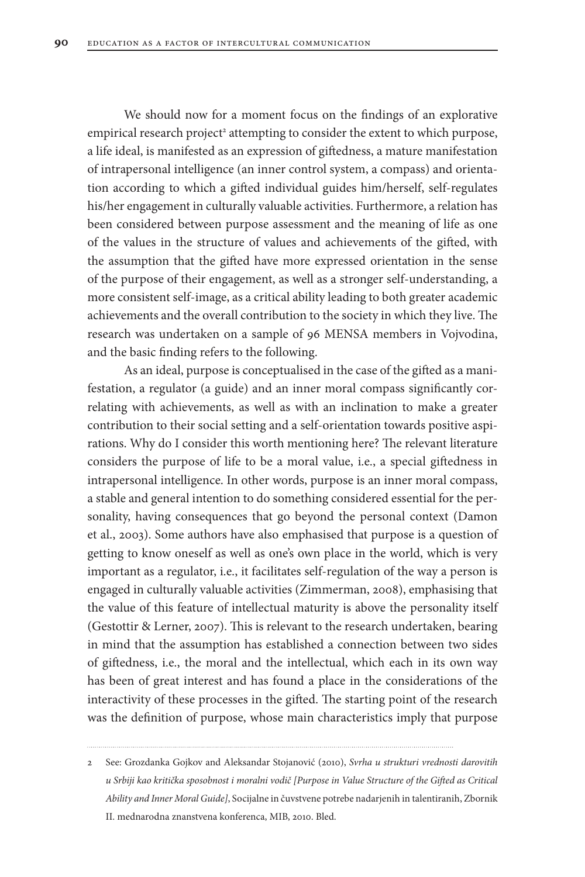We should now for a moment focus on the findings of an explorative empirical research project[2] attempting to consider the extent to which purpose, a life ideal, is manifested as an expression of giftedness, a mature manifestation of intrapersonal intelligence (an inner control system, a compass) and orientation according to which a gifted individual guides him/herself, self-regulates his/her engagement in culturally valuable activities. Furthermore, a relation has been considered between purpose assessment and the meaning of life as one of the values in the structure of values and achievements of the gifted, with the assumption that the gifted have more expressed orientation in the sense of the purpose of their engagement, as well as a stronger self-understanding, a more consistent self-image, as a critical ability leading to both greater academic achievements and the overall contribution to the society in which they live. The research was undertaken on a sample of 96 MENSA members in Vojvodina, and the basic finding refers to the following.

As an ideal, purpose is conceptualised in the case of the gifted as a manifestation, a regulator (a guide) and an inner moral compass significantly correlating with achievements, as well as with an inclination to make a greater contribution to their social setting and a self-orientation towards positive aspirations. Why do I consider this worth mentioning here? The relevant literature considers the purpose of life to be a moral value, i.e., a special giftedness in intrapersonal intelligence. In other words, purpose is an inner moral compass, a stable and general intention to do something considered essential for the personality, having consequences that go beyond the personal context (Damon et al., 2003). Some authors have also emphasised that purpose is a question of getting to know oneself as well as one's own place in the world, which is very important as a regulator, i.e., it facilitates self-regulation of the way a person is engaged in culturally valuable activities (Zimmerman, 2008), emphasising that the value of this feature of intellectual maturity is above the personality itself (Gestottir & Lerner, 2007). This is relevant to the research undertaken, bearing in mind that the assumption has established a connection between two sides of giftedness, i.e., the moral and the intellectual, which each in its own way has been of great interest and has found a place in the considerations of the interactivity of these processes in the gifted. The starting point of the research was the definition of purpose, whose main characteristics imply that purpose

---

2 See: Grozdanka Gojkov and Aleksandar Stojanović (2010), *Svrha u strukturi vrednosti darovitih u Srbiji kao kritička sposobnost i moralni vodič [Purpose in Value Structure of the Gifted as Critical Ability and Inner Moral Guide]*, Socijalne in čuvstvene potrebe nadarjenih in talentiranih, Zbornik II. mednarodna znanstvena konferenca, MIB, 2010. Bled.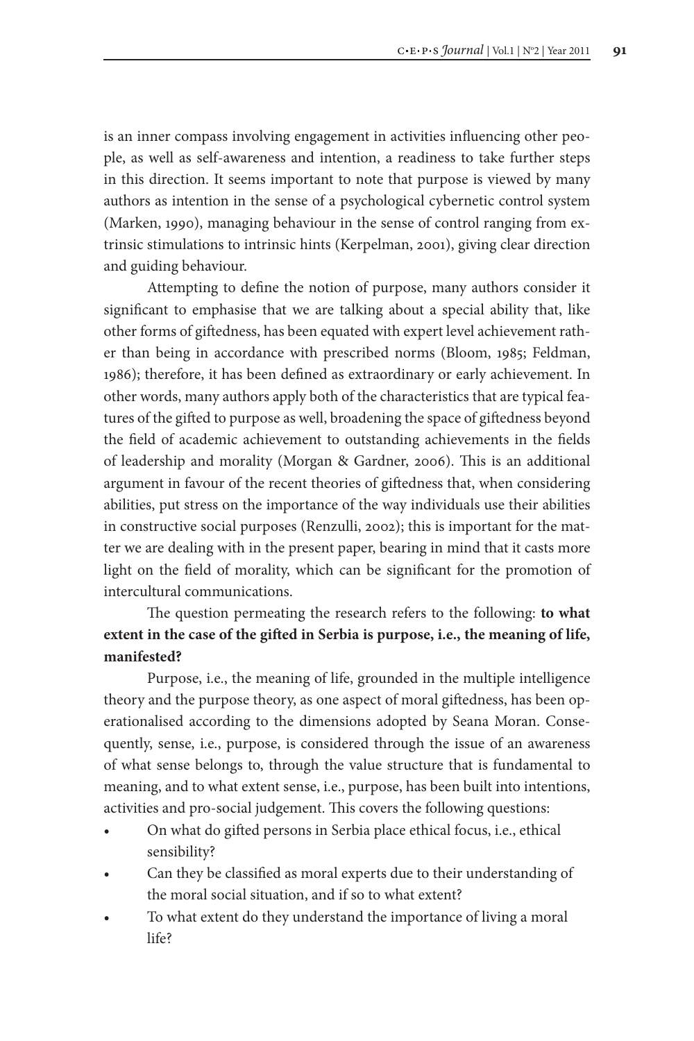is an inner compass involving engagement in activities influencing other people, as well as self-awareness and intention, a readiness to take further steps in this direction. It seems important to note that purpose is viewed by many authors as intention in the sense of a psychological cybernetic control system (Marken, 1990), managing behaviour in the sense of control ranging from extrinsic stimulations to intrinsic hints (Kerpelman, 2001), giving clear direction and guiding behaviour.

Attempting to define the notion of purpose, many authors consider it significant to emphasise that we are talking about a special ability that, like other forms of giftedness, has been equated with expert level achievement rather than being in accordance with prescribed norms (Bloom, 1985; Feldman, 1986); therefore, it has been defined as extraordinary or early achievement. In other words, many authors apply both of the characteristics that are typical features of the gifted to purpose as well, broadening the space of giftedness beyond the field of academic achievement to outstanding achievements in the fields of leadership and morality (Morgan & Gardner, 2006). This is an additional argument in favour of the recent theories of giftedness that, when considering abilities, put stress on the importance of the way individuals use their abilities in constructive social purposes (Renzulli, 2002); this is important for the matter we are dealing with in the present paper, bearing in mind that it casts more light on the field of morality, which can be significant for the promotion of intercultural communications.

The question permeating the research refers to the following: **to what extent in the case of the gifted in Serbia is purpose, i.e., the meaning of life, manifested?**

Purpose, i.e., the meaning of life, grounded in the multiple intelligence theory and the purpose theory, as one aspect of moral giftedness, has been operationalised according to the dimensions adopted by Seana Moran. Consequently, sense, i.e., purpose, is considered through the issue of an awareness of what sense belongs to, through the value structure that is fundamental to meaning, and to what extent sense, i.e., purpose, has been built into intentions, activities and pro-social judgement. This covers the following questions:

- On what do gifted persons in Serbia place ethical focus, i.e., ethical sensibility?
- Can they be classified as moral experts due to their understanding of the moral social situation, and if so to what extent?
- To what extent do they understand the importance of living a moral life?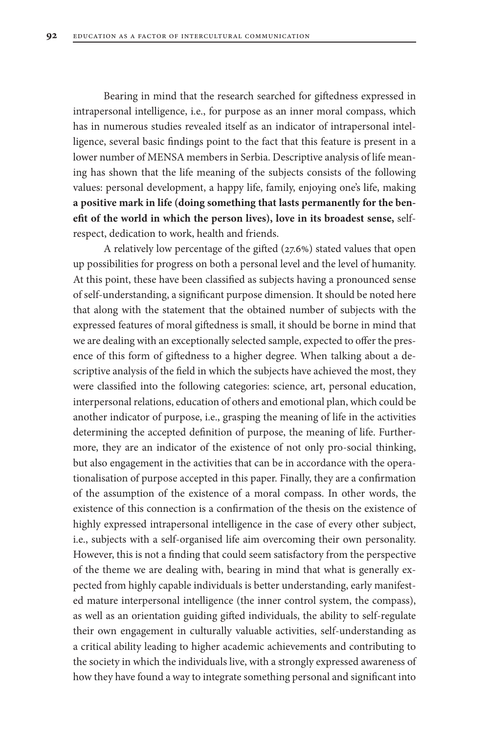Bearing in mind that the research searched for giftedness expressed in intrapersonal intelligence, i.e., for purpose as an inner moral compass, which has in numerous studies revealed itself as an indicator of intrapersonal intelligence, several basic findings point to the fact that this feature is present in a lower number of MENSA members in Serbia. Descriptive analysis of life meaning has shown that the life meaning of the subjects consists of the following values: personal development, a happy life, family, enjoying one's life, making **a positive mark in life (doing something that lasts permanently for the benefit of the world in which the person lives), love in its broadest sense,** self-respect, dedication to work, health and friends.

A relatively low percentage of the gifted (27.6%) stated values that open up possibilities for progress on both a personal level and the level of humanity. At this point, these have been classified as subjects having a pronounced sense of self-understanding, a significant purpose dimension. It should be noted here that along with the statement that the obtained number of subjects with the expressed features of moral giftedness is small, it should be borne in mind that we are dealing with an exceptionally selected sample, expected to offer the presence of this form of giftedness to a higher degree. When talking about a descriptive analysis of the field in which the subjects have achieved the most, they were classified into the following categories: science, art, personal education, interpersonal relations, education of others and emotional plan, which could be another indicator of purpose, i.e., grasping the meaning of life in the activities determining the accepted definition of purpose, the meaning of life. Furthermore, they are an indicator of the existence of not only pro-social thinking, but also engagement in the activities that can be in accordance with the operationalisation of purpose accepted in this paper. Finally, they are a confirmation of the assumption of the existence of a moral compass. In other words, the existence of this connection is a confirmation of the thesis on the existence of highly expressed intrapersonal intelligence in the case of every other subject, i.e., subjects with a self-organised life aim overcoming their own personality. However, this is not a finding that could seem satisfactory from the perspective of the theme we are dealing with, bearing in mind that what is generally expected from highly capable individuals is better understanding, early manifested mature interpersonal intelligence (the inner control system, the compass), as well as an orientation guiding gifted individuals, the ability to self-regulate their own engagement in culturally valuable activities, self-understanding as a critical ability leading to higher academic achievements and contributing to the society in which the individuals live, with a strongly expressed awareness of how they have found a way to integrate something personal and significant into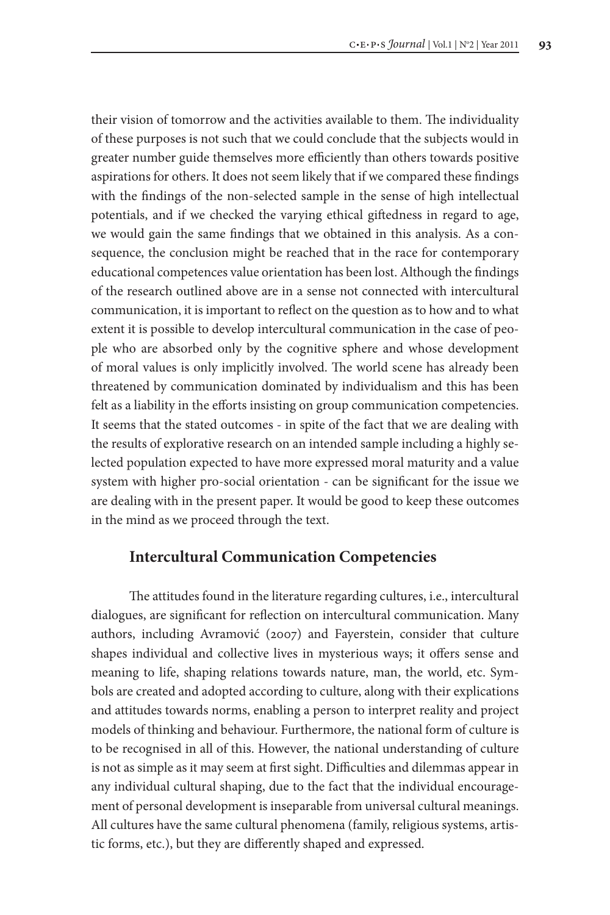their vision of tomorrow and the activities available to them. The individuality of these purposes is not such that we could conclude that the subjects would in greater number guide themselves more efficiently than others towards positive aspirations for others. It does not seem likely that if we compared these findings with the findings of the non-selected sample in the sense of high intellectual potentials, and if we checked the varying ethical giftedness in regard to age, we would gain the same findings that we obtained in this analysis. As a consequence, the conclusion might be reached that in the race for contemporary educational competences value orientation has been lost. Although the findings of the research outlined above are in a sense not connected with intercultural communication, it is important to reflect on the question as to how and to what extent it is possible to develop intercultural communication in the case of people who are absorbed only by the cognitive sphere and whose development of moral values is only implicitly involved. The world scene has already been threatened by communication dominated by individualism and this has been felt as a liability in the efforts insisting on group communication competencies. It seems that the stated outcomes - in spite of the fact that we are dealing with the results of explorative research on an intended sample including a highly selected population expected to have more expressed moral maturity and a value system with higher pro-social orientation - can be significant for the issue we are dealing with in the present paper. It would be good to keep these outcomes in the mind as we proceed through the text.

## Intercultural Communication Competencies

The attitudes found in the literature regarding cultures, i.e., intercultural dialogues, are significant for reflection on intercultural communication. Many authors, including Avramović (2007) and Fayerstein, consider that culture shapes individual and collective lives in mysterious ways; it offers sense and meaning to life, shaping relations towards nature, man, the world, etc. Symbols are created and adopted according to culture, along with their explications and attitudes towards norms, enabling a person to interpret reality and project models of thinking and behaviour. Furthermore, the national form of culture is to be recognised in all of this. However, the national understanding of culture is not as simple as it may seem at first sight. Difficulties and dilemmas appear in any individual cultural shaping, due to the fact that the individual encouragement of personal development is inseparable from universal cultural meanings. All cultures have the same cultural phenomena (family, religious systems, artistic forms, etc.), but they are differently shaped and expressed.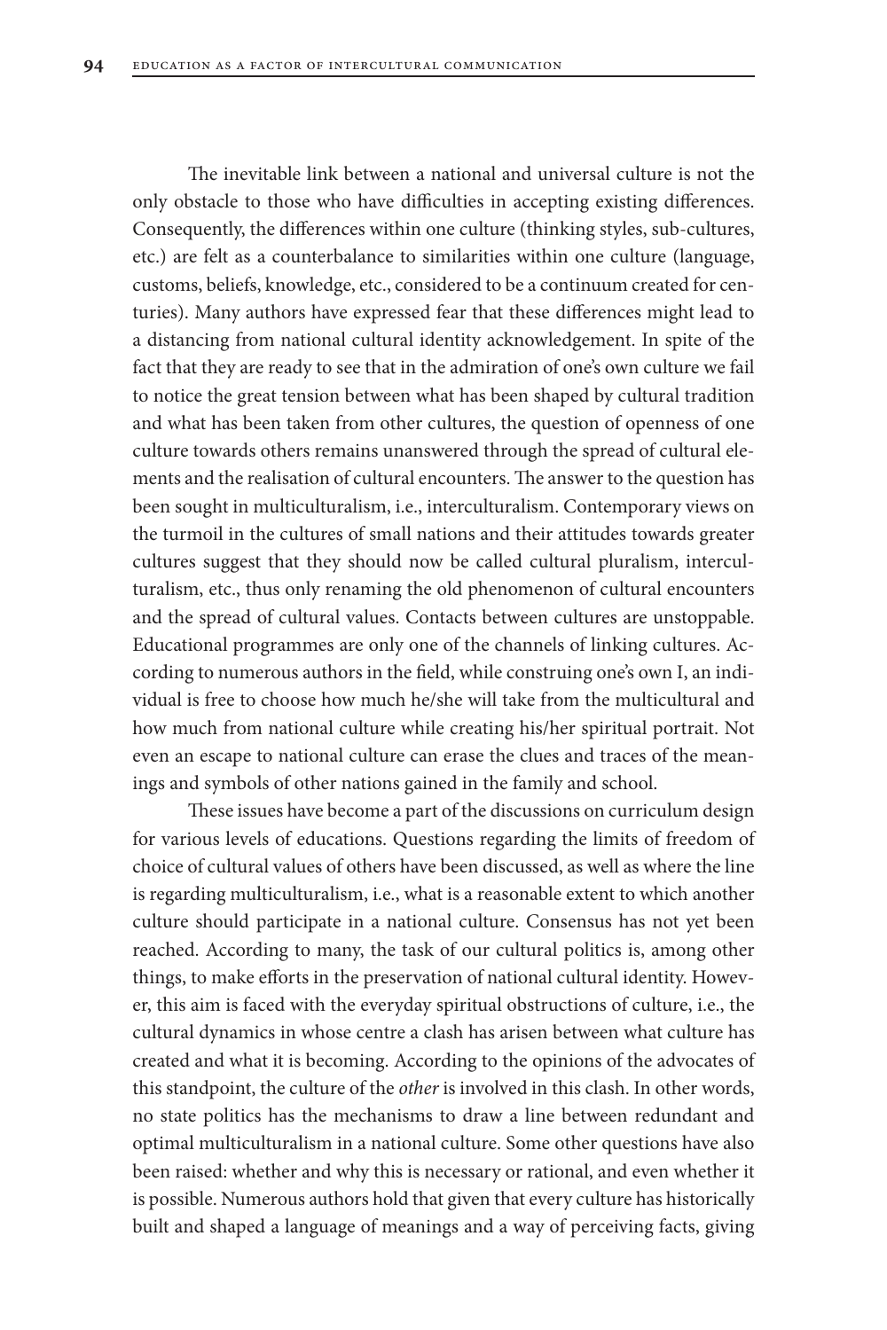The inevitable link between a national and universal culture is not the only obstacle to those who have difficulties in accepting existing differences. Consequently, the differences within one culture (thinking styles, sub-cultures, etc.) are felt as a counterbalance to similarities within one culture (language, customs, beliefs, knowledge, etc., considered to be a continuum created for centuries). Many authors have expressed fear that these differences might lead to a distancing from national cultural identity acknowledgement. In spite of the fact that they are ready to see that in the admiration of one's own culture we fail to notice the great tension between what has been shaped by cultural tradition and what has been taken from other cultures, the question of openness of one culture towards others remains unanswered through the spread of cultural elements and the realisation of cultural encounters. The answer to the question has been sought in multiculturalism, i.e., interculturalism. Contemporary views on the turmoil in the cultures of small nations and their attitudes towards greater cultures suggest that they should now be called cultural pluralism, interculturalism, etc., thus only renaming the old phenomenon of cultural encounters and the spread of cultural values. Contacts between cultures are unstoppable. Educational programmes are only one of the channels of linking cultures. According to numerous authors in the field, while construing one's own I, an individual is free to choose how much he/she will take from the multicultural and how much from national culture while creating his/her spiritual portrait. Not even an escape to national culture can erase the clues and traces of the meanings and symbols of other nations gained in the family and school.

These issues have become a part of the discussions on curriculum design for various levels of educations. Questions regarding the limits of freedom of choice of cultural values of others have been discussed, as well as where the line is regarding multiculturalism, i.e., what is a reasonable extent to which another culture should participate in a national culture. Consensus has not yet been reached. According to many, the task of our cultural politics is, among other things, to make efforts in the preservation of national cultural identity. However, this aim is faced with the everyday spiritual obstructions of culture, i.e., the cultural dynamics in whose centre a clash has arisen between what culture has created and what it is becoming. According to the opinions of the advocates of this standpoint, the culture of the *other* is involved in this clash. In other words, no state politics has the mechanisms to draw a line between redundant and optimal multiculturalism in a national culture. Some other questions have also been raised: whether and why this is necessary or rational, and even whether it is possible. Numerous authors hold that given that every culture has historically built and shaped a language of meanings and a way of perceiving facts, giving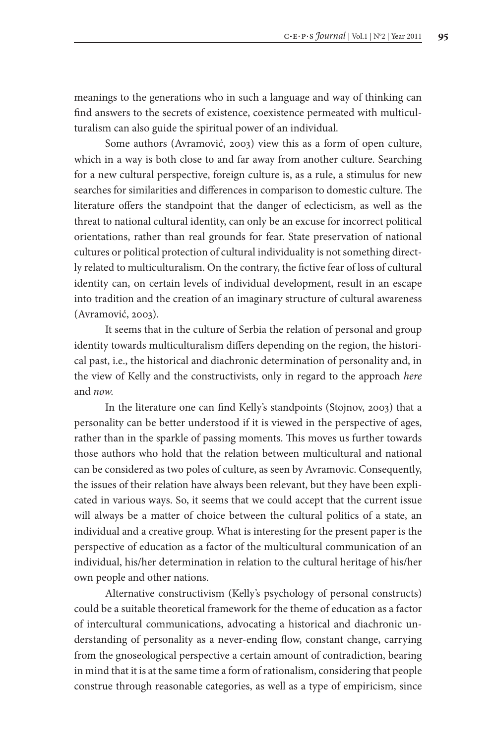meanings to the generations who in such a language and way of thinking can find answers to the secrets of existence, coexistence permeated with multiculturalism can also guide the spiritual power of an individual.

Some authors (Avramović, 2003) view this as a form of open culture, which in a way is both close to and far away from another culture. Searching for a new cultural perspective, foreign culture is, as a rule, a stimulus for new searches for similarities and differences in comparison to domestic culture. The literature offers the standpoint that the danger of eclecticism, as well as the threat to national cultural identity, can only be an excuse for incorrect political orientations, rather than real grounds for fear. State preservation of national cultures or political protection of cultural individuality is not something directly related to multiculturalism. On the contrary, the fictive fear of loss of cultural identity can, on certain levels of individual development, result in an escape into tradition and the creation of an imaginary structure of cultural awareness (Avramović, 2003).

It seems that in the culture of Serbia the relation of personal and group identity towards multiculturalism differs depending on the region, the historical past, i.e., the historical and diachronic determination of personality and, in the view of Kelly and the constructivists, only in regard to the approach *here* and *now.*

In the literature one can find Kelly's standpoints (Stojnov, 2003) that a personality can be better understood if it is viewed in the perspective of ages, rather than in the sparkle of passing moments. This moves us further towards those authors who hold that the relation between multicultural and national can be considered as two poles of culture, as seen by Avramovic. Consequently, the issues of their relation have always been relevant, but they have been explicated in various ways. So, it seems that we could accept that the current issue will always be a matter of choice between the cultural politics of a state, an individual and a creative group. What is interesting for the present paper is the perspective of education as a factor of the multicultural communication of an individual, his/her determination in relation to the cultural heritage of his/her own people and other nations.

Alternative constructivism (Kelly's psychology of personal constructs) could be a suitable theoretical framework for the theme of education as a factor of intercultural communications, advocating a historical and diachronic understanding of personality as a never-ending flow, constant change, carrying from the gnoseological perspective a certain amount of contradiction, bearing in mind that it is at the same time a form of rationalism, considering that people construe through reasonable categories, as well as a type of empiricism, since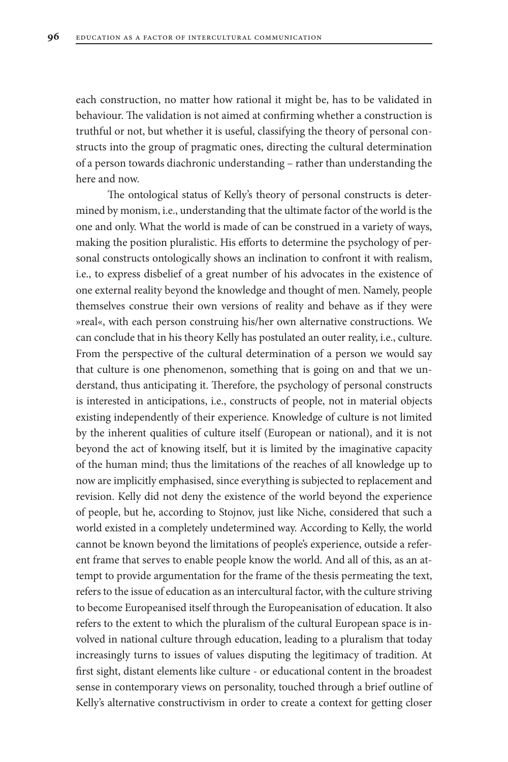each construction, no matter how rational it might be, has to be validated in behaviour. The validation is not aimed at confirming whether a construction is truthful or not, but whether it is useful, classifying the theory of personal constructs into the group of pragmatic ones, directing the cultural determination of a person towards diachronic understanding – rather than understanding the here and now.

The ontological status of Kelly's theory of personal constructs is determined by monism, i.e., understanding that the ultimate factor of the world is the one and only. What the world is made of can be construed in a variety of ways, making the position pluralistic. His efforts to determine the psychology of personal constructs ontologically shows an inclination to confront it with realism, i.e., to express disbelief of a great number of his advocates in the existence of one external reality beyond the knowledge and thought of men. Namely, people themselves construe their own versions of reality and behave as if they were »real«, with each person construing his/her own alternative constructions. We can conclude that in his theory Kelly has postulated an outer reality, i.e., culture. From the perspective of the cultural determination of a person we would say that culture is one phenomenon, something that is going on and that we understand, thus anticipating it. Therefore, the psychology of personal constructs is interested in anticipations, i.e., constructs of people, not in material objects existing independently of their experience. Knowledge of culture is not limited by the inherent qualities of culture itself (European or national), and it is not beyond the act of knowing itself, but it is limited by the imaginative capacity of the human mind; thus the limitations of the reaches of all knowledge up to now are implicitly emphasised, since everything is subjected to replacement and revision. Kelly did not deny the existence of the world beyond the experience of people, but he, according to Stojnov, just like Niche, considered that such a world existed in a completely undetermined way. According to Kelly, the world cannot be known beyond the limitations of people's experience, outside a referent frame that serves to enable people know the world. And all of this, as an attempt to provide argumentation for the frame of the thesis permeating the text, refers to the issue of education as an intercultural factor, with the culture striving to become Europeanised itself through the Europeanisation of education. It also refers to the extent to which the pluralism of the cultural European space is involved in national culture through education, leading to a pluralism that today increasingly turns to issues of values disputing the legitimacy of tradition. At first sight, distant elements like culture - or educational content in the broadest sense in contemporary views on personality, touched through a brief outline of Kelly's alternative constructivism in order to create a context for getting closer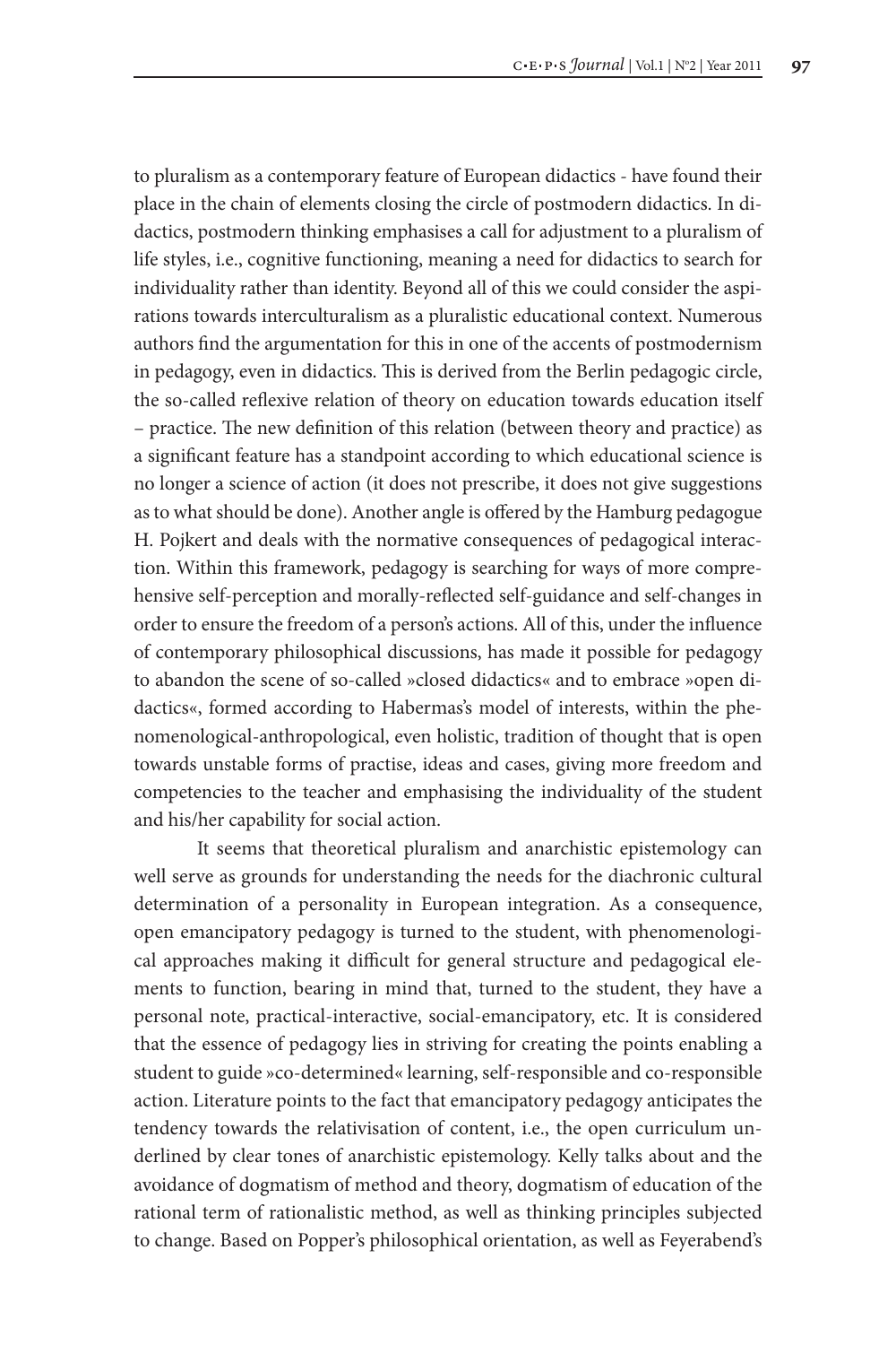to pluralism as a contemporary feature of European didactics - have found their place in the chain of elements closing the circle of postmodern didactics. In didactics, postmodern thinking emphasises a call for adjustment to a pluralism of life styles, i.e., cognitive functioning, meaning a need for didactics to search for individuality rather than identity. Beyond all of this we could consider the aspirations towards interculturalism as a pluralistic educational context. Numerous authors find the argumentation for this in one of the accents of postmodernism in pedagogy, even in didactics. This is derived from the Berlin pedagogic circle, the so-called reflexive relation of theory on education towards education itself – practice. The new definition of this relation (between theory and practice) as a significant feature has a standpoint according to which educational science is no longer a science of action (it does not prescribe, it does not give suggestions as to what should be done). Another angle is offered by the Hamburg pedagogue H. Pojkert and deals with the normative consequences of pedagogical interaction. Within this framework, pedagogy is searching for ways of more comprehensive self-perception and morally-reflected self-guidance and self-changes in order to ensure the freedom of a person's actions. All of this, under the influence of contemporary philosophical discussions, has made it possible for pedagogy to abandon the scene of so-called »closed didactics« and to embrace »open didactics«, formed according to Habermas's model of interests, within the phenomenological-anthropological, even holistic, tradition of thought that is open towards unstable forms of practise, ideas and cases, giving more freedom and competencies to the teacher and emphasising the individuality of the student and his/her capability for social action.

It seems that theoretical pluralism and anarchistic epistemology can well serve as grounds for understanding the needs for the diachronic cultural determination of a personality in European integration. As a consequence, open emancipatory pedagogy is turned to the student, with phenomenological approaches making it difficult for general structure and pedagogical elements to function, bearing in mind that, turned to the student, they have a personal note, practical-interactive, social-emancipatory, etc. It is considered that the essence of pedagogy lies in striving for creating the points enabling a student to guide »co-determined« learning, self-responsible and co-responsible action. Literature points to the fact that emancipatory pedagogy anticipates the tendency towards the relativisation of content, i.e., the open curriculum underlined by clear tones of anarchistic epistemology. Kelly talks about and the avoidance of dogmatism of method and theory, dogmatism of education of the rational term of rationalistic method, as well as thinking principles subjected to change. Based on Popper's philosophical orientation, as well as Feyerabend's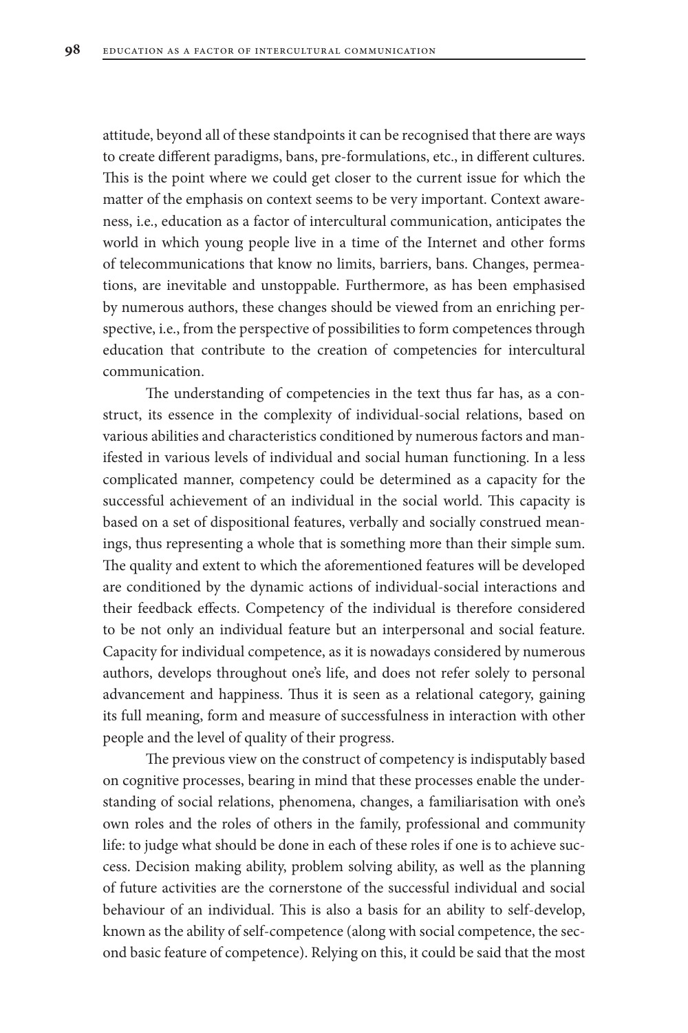attitude, beyond all of these standpoints it can be recognised that there are ways to create different paradigms, bans, pre-formulations, etc., in different cultures. This is the point where we could get closer to the current issue for which the matter of the emphasis on context seems to be very important. Context awareness, i.e., education as a factor of intercultural communication, anticipates the world in which young people live in a time of the Internet and other forms of telecommunications that know no limits, barriers, bans. Changes, permeations, are inevitable and unstoppable. Furthermore, as has been emphasised by numerous authors, these changes should be viewed from an enriching perspective, i.e., from the perspective of possibilities to form competences through education that contribute to the creation of competencies for intercultural communication.

The understanding of competencies in the text thus far has, as a construct, its essence in the complexity of individual-social relations, based on various abilities and characteristics conditioned by numerous factors and manifested in various levels of individual and social human functioning. In a less complicated manner, competency could be determined as a capacity for the successful achievement of an individual in the social world. This capacity is based on a set of dispositional features, verbally and socially construed meanings, thus representing a whole that is something more than their simple sum. The quality and extent to which the aforementioned features will be developed are conditioned by the dynamic actions of individual-social interactions and their feedback effects. Competency of the individual is therefore considered to be not only an individual feature but an interpersonal and social feature. Capacity for individual competence, as it is nowadays considered by numerous authors, develops throughout one's life, and does not refer solely to personal advancement and happiness. Thus it is seen as a relational category, gaining its full meaning, form and measure of successfulness in interaction with other people and the level of quality of their progress.

The previous view on the construct of competency is indisputably based on cognitive processes, bearing in mind that these processes enable the understanding of social relations, phenomena, changes, a familiarisation with one's own roles and the roles of others in the family, professional and community life: to judge what should be done in each of these roles if one is to achieve success. Decision making ability, problem solving ability, as well as the planning of future activities are the cornerstone of the successful individual and social behaviour of an individual. This is also a basis for an ability to self-develop, known as the ability of self-competence (along with social competence, the second basic feature of competence). Relying on this, it could be said that the most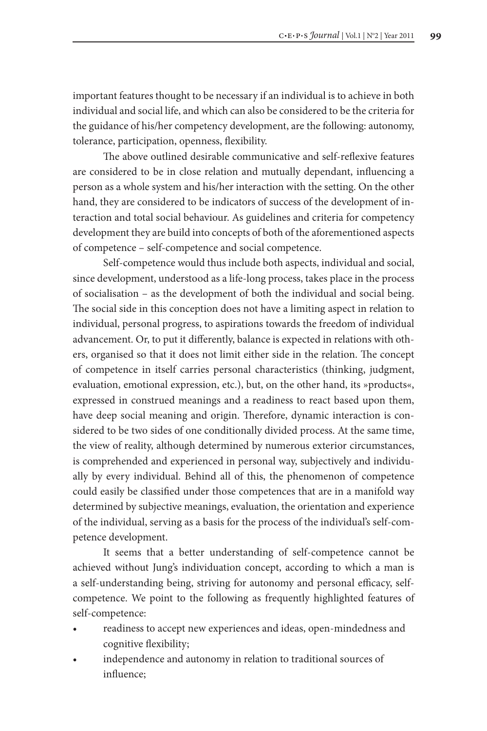important features thought to be necessary if an individual is to achieve in both individual and social life, and which can also be considered to be the criteria for the guidance of his/her competency development, are the following: autonomy, tolerance, participation, openness, flexibility.

The above outlined desirable communicative and self-reflexive features are considered to be in close relation and mutually dependant, influencing a person as a whole system and his/her interaction with the setting. On the other hand, they are considered to be indicators of success of the development of interaction and total social behaviour. As guidelines and criteria for competency development they are build into concepts of both of the aforementioned aspects of competence – self-competence and social competence.

Self-competence would thus include both aspects, individual and social, since development, understood as a life-long process, takes place in the process of socialisation – as the development of both the individual and social being. The social side in this conception does not have a limiting aspect in relation to individual, personal progress, to aspirations towards the freedom of individual advancement. Or, to put it differently, balance is expected in relations with others, organised so that it does not limit either side in the relation. The concept of competence in itself carries personal characteristics (thinking, judgment, evaluation, emotional expression, etc.), but, on the other hand, its »products«, expressed in construed meanings and a readiness to react based upon them, have deep social meaning and origin. Therefore, dynamic interaction is considered to be two sides of one conditionally divided process. At the same time, the view of reality, although determined by numerous exterior circumstances, is comprehended and experienced in personal way, subjectively and individually by every individual. Behind all of this, the phenomenon of competence could easily be classified under those competences that are in a manifold way determined by subjective meanings, evaluation, the orientation and experience of the individual, serving as a basis for the process of the individual's self-competence development.

It seems that a better understanding of self-competence cannot be achieved without Jung's individuation concept, according to which a man is a self-understanding being, striving for autonomy and personal efficacy, self-competence. We point to the following as frequently highlighted features of self-competence:

- readiness to accept new experiences and ideas, open-mindedness and cognitive flexibility;
- independence and autonomy in relation to traditional sources of influence;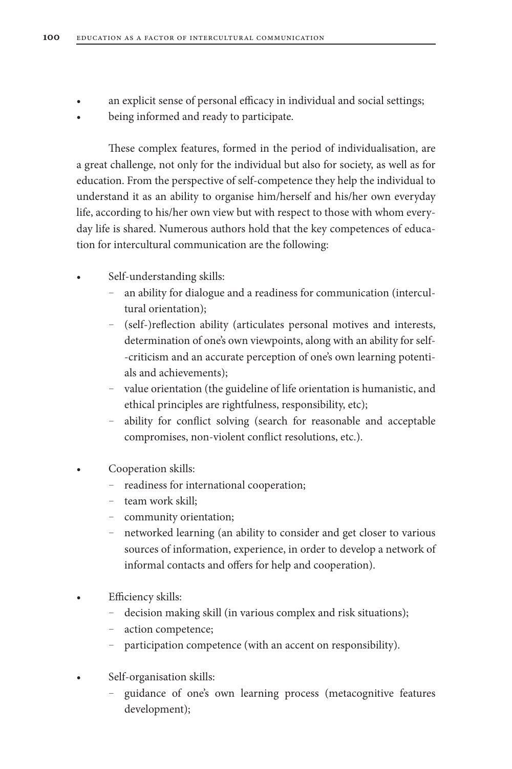- an explicit sense of personal efficacy in individual and social settings;
- being informed and ready to participate.

These complex features, formed in the period of individualisation, are a great challenge, not only for the individual but also for society, as well as for education. From the perspective of self-competence they help the individual to understand it as an ability to organise him/herself and his/her own everyday life, according to his/her own view but with respect to those with whom everyday life is shared. Numerous authors hold that the key competences of education for intercultural communication are the following:

- Self-understanding skills:
  - an ability for dialogue and a readiness for communication (intercultural orientation);
  - (self-)reflection ability (articulates personal motives and interests, determination of one's own viewpoints, along with an ability for self--criticism and an accurate perception of one's own learning potentials and achievements);
  - value orientation (the guideline of life orientation is humanistic, and ethical principles are rightfulness, responsibility, etc);
  - ability for conflict solving (search for reasonable and acceptable compromises, non-violent conflict resolutions, etc.).

- Cooperation skills:
  - readiness for international cooperation;
  - team work skill;
  - community orientation;
  - networked learning (an ability to consider and get closer to various sources of information, experience, in order to develop a network of informal contacts and offers for help and cooperation).

- Efficiency skills:
  - decision making skill (in various complex and risk situations);
  - action competence;
  - participation competence (with an accent on responsibility).

- Self-organisation skills:
  - guidance of one's own learning process (metacognitive features development);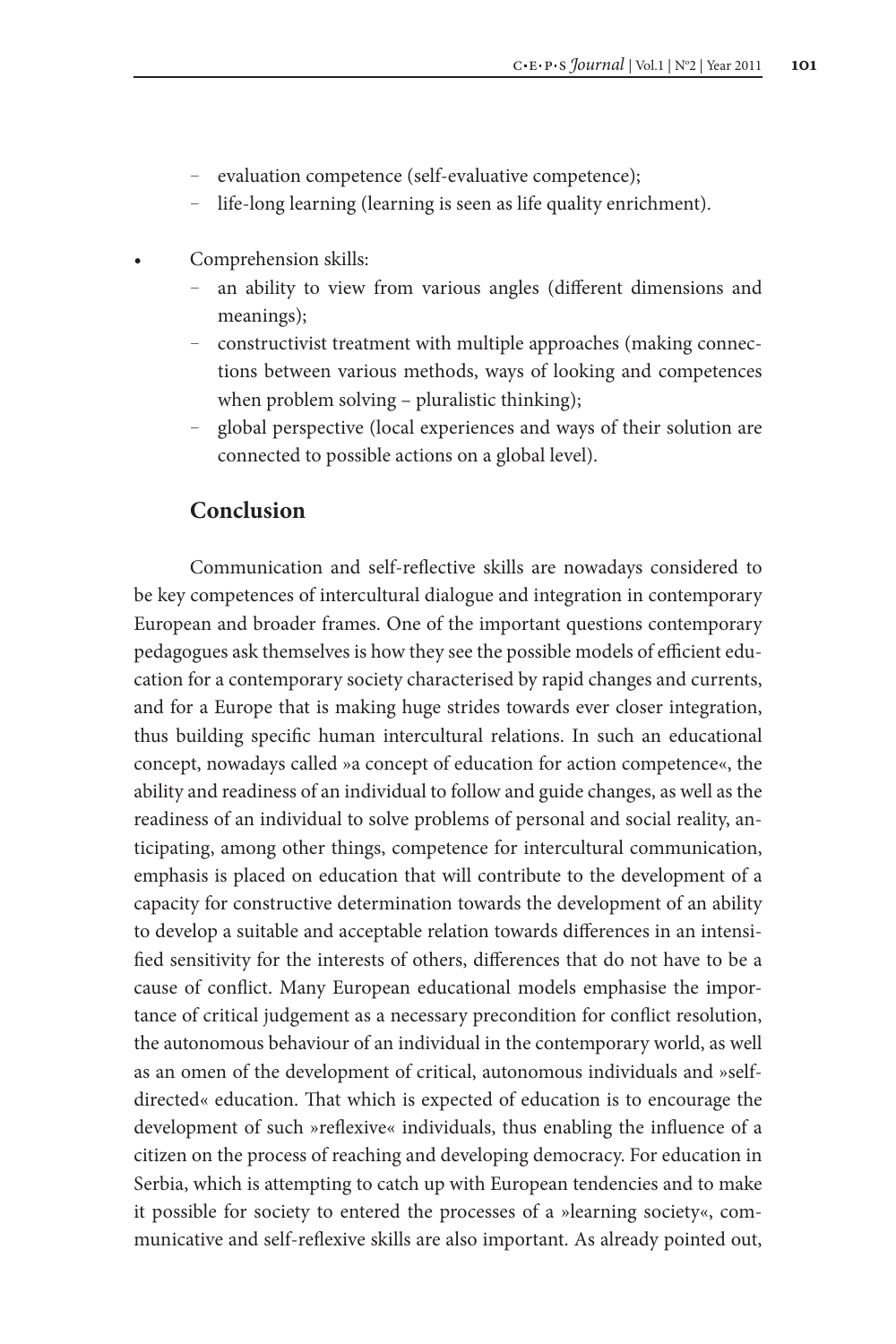- evaluation competence (self-evaluative competence);
- life-long learning (learning is seen as life quality enrichment).

- Comprehension skills:
  - an ability to view from various angles (different dimensions and meanings);
  - constructivist treatment with multiple approaches (making connections between various methods, ways of looking and competences when problem solving – pluralistic thinking);
  - global perspective (local experiences and ways of their solution are connected to possible actions on a global level).

## Conclusion

Communication and self-reflective skills are nowadays considered to be key competences of intercultural dialogue and integration in contemporary European and broader frames. One of the important questions contemporary pedagogues ask themselves is how they see the possible models of efficient education for a contemporary society characterised by rapid changes and currents, and for a Europe that is making huge strides towards ever closer integration, thus building specific human intercultural relations. In such an educational concept, nowadays called »a concept of education for action competence«, the ability and readiness of an individual to follow and guide changes, as well as the readiness of an individual to solve problems of personal and social reality, anticipating, among other things, competence for intercultural communication, emphasis is placed on education that will contribute to the development of a capacity for constructive determination towards the development of an ability to develop a suitable and acceptable relation towards differences in an intensified sensitivity for the interests of others, differences that do not have to be a cause of conflict. Many European educational models emphasise the importance of critical judgement as a necessary precondition for conflict resolution, the autonomous behaviour of an individual in the contemporary world, as well as an omen of the development of critical, autonomous individuals and »self-directed« education. That which is expected of education is to encourage the development of such »reflexive« individuals, thus enabling the influence of a citizen on the process of reaching and developing democracy. For education in Serbia, which is attempting to catch up with European tendencies and to make it possible for society to entered the processes of a »learning society«, communicative and self-reflexive skills are also important. As already pointed out,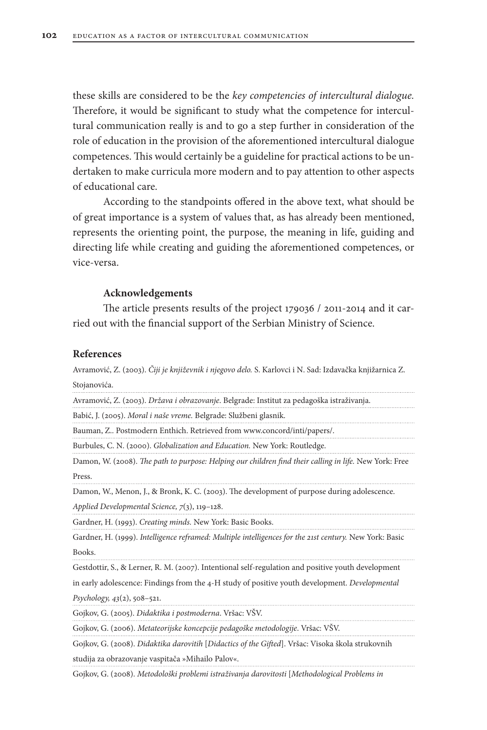these skills are considered to be the *key competencies of intercultural dialogue*. Therefore, it would be significant to study what the competence for intercultural communication really is and to go a step further in consideration of the role of education in the provision of the aforementioned intercultural dialogue competences. This would certainly be a guideline for practical actions to be undertaken to make curricula more modern and to pay attention to other aspects of educational care.

According to the standpoints offered in the above text, what should be of great importance is a system of values that, as has already been mentioned, represents the orienting point, the purpose, the meaning in life, guiding and directing life while creating and guiding the aforementioned competences, or vice-versa.

**Acknowledgements**

The article presents results of the project 179036 / 2011-2014 and it carried out with the financial support of the Serbian Ministry of Science.

## References

Avramović, Z. (2003). *Čiji je književnik i njegovo delo.* S. Karlovci i N. Sad: Izdavačka knjižarnica Z. Stojanovića.

Avramović, Z. (2003). *Država i obrazovanje*. Belgrade: Institut za pedagoška istraživanja.

Babić, J. (2005). *Moral i naše vreme.* Belgrade: Službeni glasnik.

Bauman, Z.. Postmodern Enthich. Retrieved from www.concord/inti/papers/.

Burbules, C. N. (2000). *Globalization and Education.* New York: Routledge.

Damon, W. (2008). *The path to purpose: Helping our children find their calling in life.* New York: Free Press.

Damon, W., Menon, J., & Bronk, K. C. (2003). The development of purpose during adolescence. *Applied Developmental Science, 7*(3), 119–128.

Gardner, H. (1993). *Creating minds.* New York: Basic Books.

Gardner, H. (1999). *Intelligence reframed: Multiple intelligences for the 21st century.* New York: Basic Books.

Gestdottir, S., & Lerner, R. M. (2007). Intentional self-regulation and positive youth development in early adolescence: Findings from the 4-H study of positive youth development. *Developmental Psychology, 43*(2), 508–521.

Gojkov, G. (2005). *Didaktika i postmoderna*. Vršac: VŠV.

Gojkov, G. (2006). *Metateorijske koncepcije pedagoške metodologije*. Vršac: VŠV.

Gojkov, G. (2008). *Didaktika darovitih* [*Didactics of the Gifted*]. Vršac: Visoka škola strukovnih studija za obrazovanje vaspitača »Mihailo Palov«.

Gojkov, G. (2008). *Metodološki problemi istraživanja darovitosti* [*Methodological Problems in*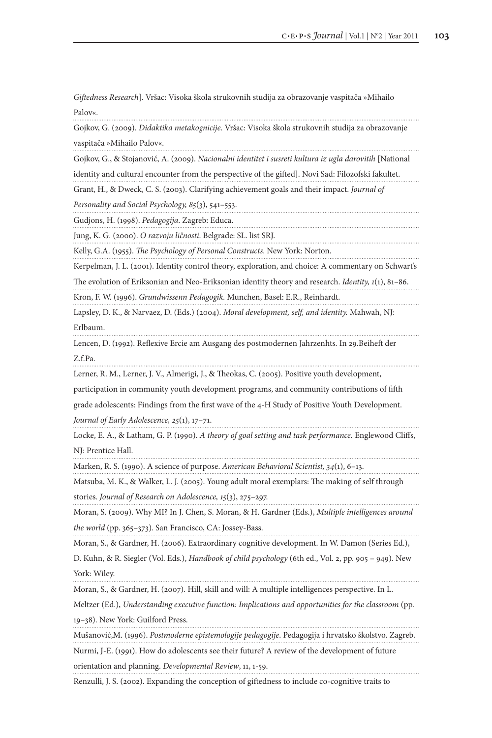*Giftedness Research*]. Vršac: Visoka škola strukovnih studija za obrazovanje vaspitača »Mihailo Palov«.

Gojkov, G. (2009). *Didaktika metakognicije*. Vršac: Visoka škola strukovnih studija za obrazovanje vaspitača »Mihailo Palov«.

Gojkov, G., & Stojanović, A. (2009). *Nacionalni identitet i susreti kultura iz ugla darovitih* [National identity and cultural encounter from the perspective of the gifted]. Novi Sad: Filozofski fakultet.

Grant, H., & Dweck, C. S. (2003). Clarifying achievement goals and their impact. *Journal of Personality and Social Psychology, 85*(3), 541–553.

Gudjons, H. (1998). *Pedagogija*. Zagreb: Educa.

Jung, K. G. (2000). *O razvoju ličnosti*. Belgrade: SL. list SRJ.

Kelly, G.A. (1955). *The Psychology of Personal Constructs*. New York: Norton.

Kerpelman, J. L. (2001). Identity control theory, exploration, and choice: A commentary on Schwart's The evolution of Eriksonian and Neo-Eriksonian identity theory and research. *Identity, 1*(1), 81–86.

Kron, F. W. (1996). *Grundwissenn Pedagogik.* Munchen, Basel: E.R., Reinhardt.

Lapsley, D. K., & Narvaez, D. (Eds.) (2004). *Moral development, self, and identity.* Mahwah, NJ: Erlbaum.

Lencen, D. (1992). Reflexive Ercie am Ausgang des postmodernen Jahrzenhts. In 29.Beiheft der Z.f.Pa.

Lerner, R. M., Lerner, J. V., Almerigi, J., & Theokas, C. (2005). Positive youth development, participation in community youth development programs, and community contributions of fifth grade adolescents: Findings from the first wave of the 4-H Study of Positive Youth Development. *Journal of Early Adolescence, 25*(1), 17–71.

Locke, E. A., & Latham, G. P. (1990). *A theory of goal setting and task performance.* Englewood Cliffs, NJ: Prentice Hall.

Marken, R. S. (1990). A science of purpose. *American Behavioral Scientist, 34*(1), 6–13.

Matsuba, M. K., & Walker, L. J. (2005). Young adult moral exemplars: The making of self through stories. *Journal of Research on Adolescence, 15*(3), 275–297.

Moran, S. (2009). Why MI? In J. Chen, S. Moran, & H. Gardner (Eds.), *Multiple intelligences around the world* (pp. 365–373). San Francisco, CA: Jossey-Bass.

Moran, S., & Gardner, H. (2006). Extraordinary cognitive development. In W. Damon (Series Ed.), D. Kuhn, & R. Siegler (Vol. Eds.), *Handbook of child psychology* (6th ed., Vol. 2, pp. 905 – 949). New York: Wiley.

Moran, S., & Gardner, H. (2007). Hill, skill and will: A multiple intelligences perspective. In L. Meltzer (Ed.), *Understanding executive function: Implications and opportunities for the classroom* (pp. 19–38). New York: Guilford Press.

Mušanović,M. (1996). *Postmoderne epistemologije pedagogije*. Pedagogija i hrvatsko školstvo. Zagreb.

Nurmi, J-E. (1991). How do adolescents see their future? A review of the development of future orientation and planning. *Developmental Review*, 11, 1-59.

Renzulli, J. S. (2002). Expanding the conception of giftedness to include co-cognitive traits to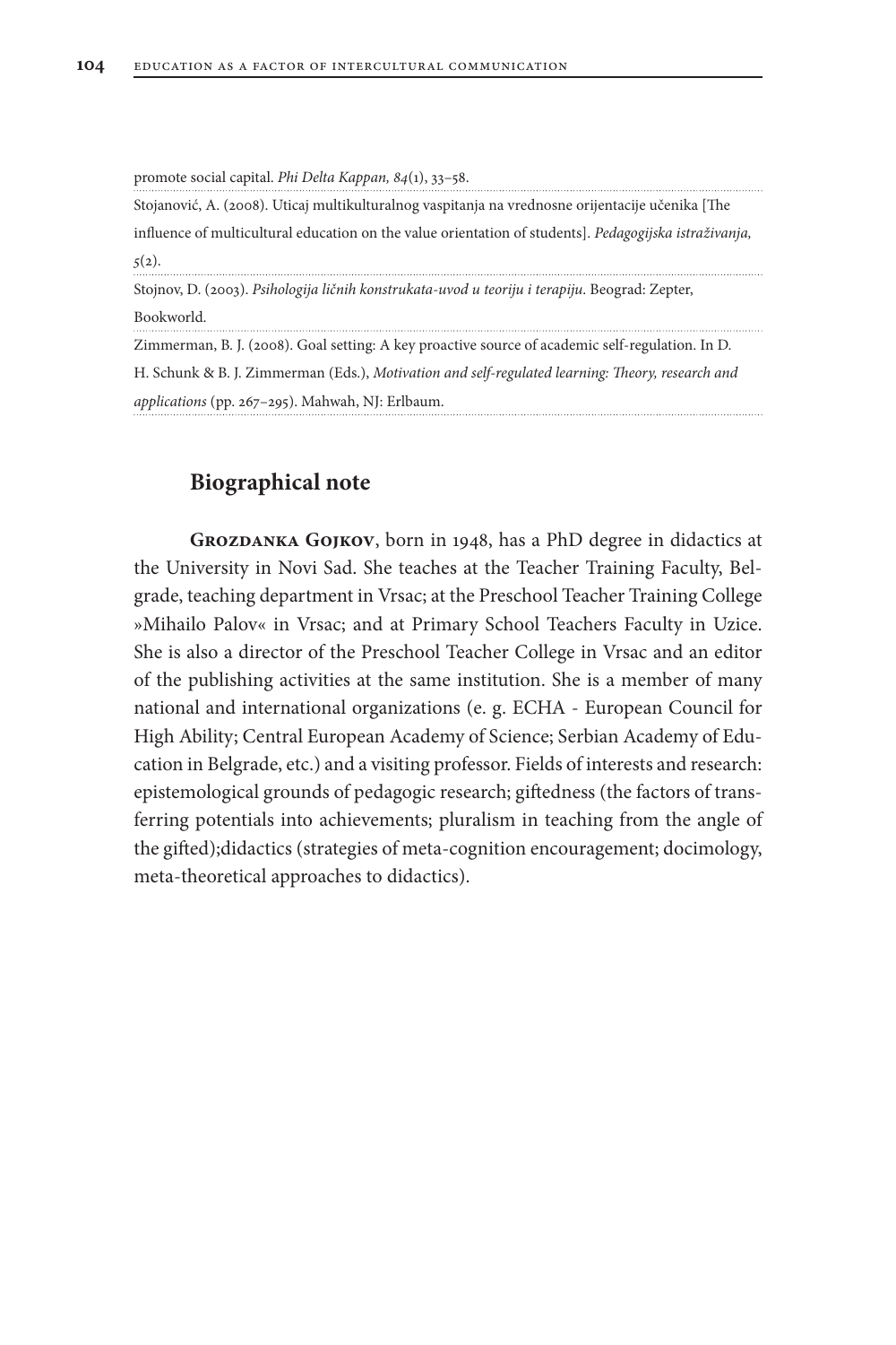promote social capital. *Phi Delta Kappan, 84*(1), 33–58.

Stojanović, A. (2008). Uticaj multikulturalnog vaspitanja na vrednosne orijentacije učenika [The influence of multicultural education on the value orientation of students]. *Pedagogijska istraživanja, 5*(2).

Stojnov, D. (2003). *Psihologija ličnih konstrukata-uvod u teoriju i terapiju*. Beograd: Zepter, Bookworld.

Zimmerman, B. J. (2008). Goal setting: A key proactive source of academic self-regulation. In D. H. Schunk & B. J. Zimmerman (Eds.), *Motivation and self-regulated learning: Theory, research and applications* (pp. 267–295). Mahwah, NJ: Erlbaum.

## Biographical note

**Grozdanka Gojkov**, born in 1948, has a PhD degree in didactics at the University in Novi Sad. She teaches at the Teacher Training Faculty, Belgrade, teaching department in Vrsac; at the Preschool Teacher Training College »Mihailo Palov« in Vrsac; and at Primary School Teachers Faculty in Uzice. She is also a director of the Preschool Teacher College in Vrsac and an editor of the publishing activities at the same institution. She is a member of many national and international organizations (e. g. ECHA - European Council for High Ability; Central European Academy of Science; Serbian Academy of Education in Belgrade, etc.) and a visiting professor. Fields of interests and research: epistemological grounds of pedagogic research; giftedness (the factors of transferring potentials into achievements; pluralism in teaching from the angle of the gifted);didactics (strategies of meta-cognition encouragement; docimology, meta-theoretical approaches to didactics).